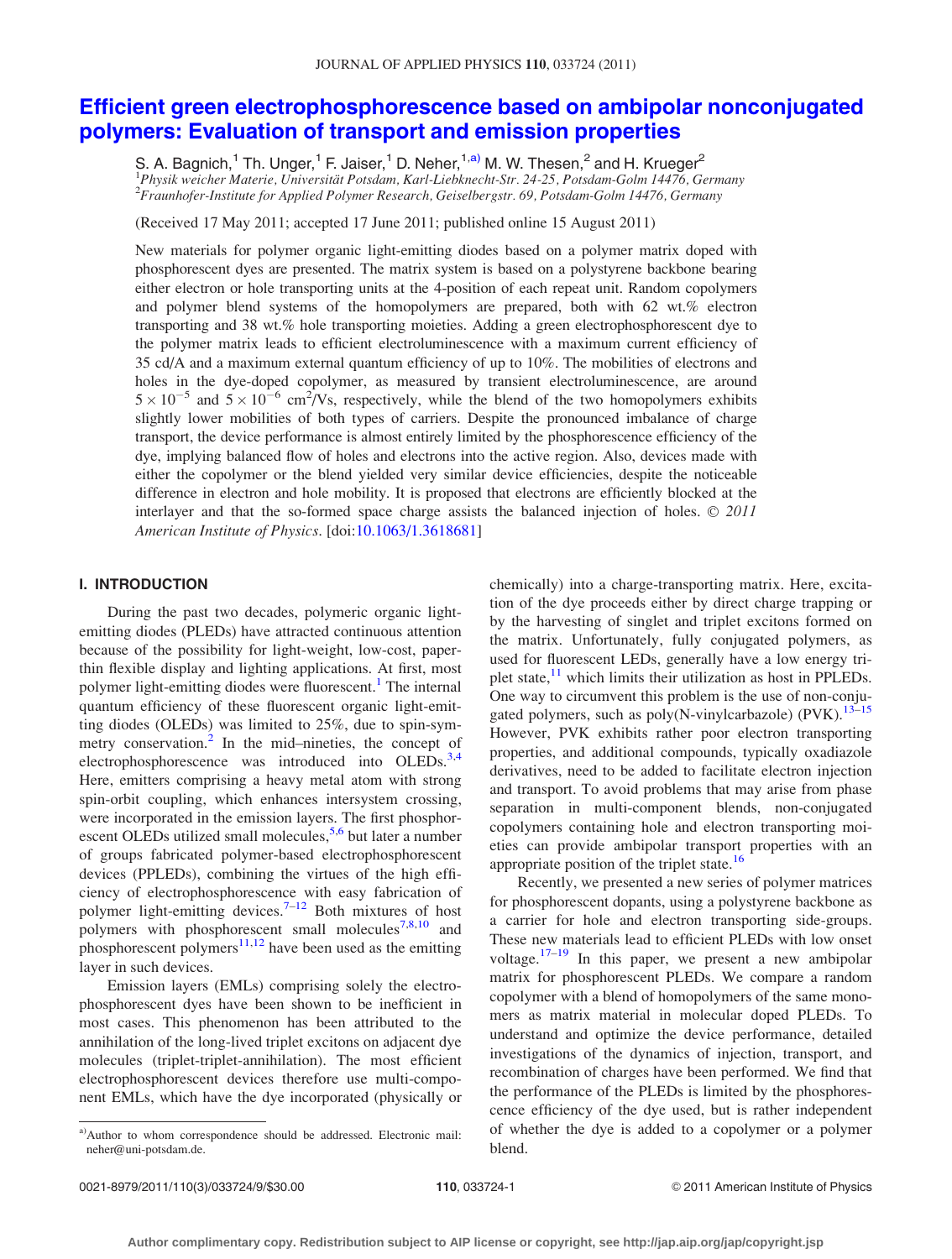# Efficient green electrophosphorescence based on ambipolar nonconjugated polymers: Evaluation of transport and emission properties

S. A. Bagnich,[1] Th. Unger,[1] F. Jaiser,[1] D. Neher,[1,a)] M. W. Thesen,[2] and H. Krueger[2]

[1]*Physik weicher Materie, Universität Potsdam, Karl-Liebknecht-Str. 24-25, Potsdam-Golm 14476, Germany*
[2]*Fraunhofer-Institute for Applied Polymer Research, Geiselbergstr. 69, Potsdam-Golm 14476, Germany*

(Received 17 May 2011; accepted 17 June 2011; published online 15 August 2011)

New materials for polymer organic light-emitting diodes based on a polymer matrix doped with phosphorescent dyes are presented. The matrix system is based on a polystyrene backbone bearing either electron or hole transporting units at the 4-position of each repeat unit. Random copolymers and polymer blend systems of the homopolymers are prepared, both with 62 wt.% electron transporting and 38 wt.% hole transporting moieties. Adding a green electrophosphorescent dye to the polymer matrix leads to efficient electroluminescence with a maximum current efficiency of 35 cd/A and a maximum external quantum efficiency of up to 10%. The mobilities of electrons and holes in the dye-doped copolymer, as measured by transient electroluminescence, are around $5 \times 10^{-5}$ and $5 \times 10^{-6}$ cm$^2$/Vs, respectively, while the blend of the two homopolymers exhibits slightly lower mobilities of both types of carriers. Despite the pronounced imbalance of charge transport, the device performance is almost entirely limited by the phosphorescence efficiency of the dye, implying balanced flow of holes and electrons into the active region. Also, devices made with either the copolymer or the blend yielded very similar device efficiencies, despite the noticeable difference in electron and hole mobility. It is proposed that electrons are efficiently blocked at the interlayer and that the so-formed space charge assists the balanced injection of holes. © *2011 American Institute of Physics*. [doi:10.1063/1.3618681]

## I. INTRODUCTION

During the past two decades, polymeric organic light-emitting diodes (PLEDs) have attracted continuous attention because of the possibility for light-weight, low-cost, paper-thin flexible display and lighting applications. At first, most polymer light-emitting diodes were fluorescent.[1] The internal quantum efficiency of these fluorescent organic light-emitting diodes (OLEDs) was limited to 25%, due to spin-symmetry conservation.[2] In the mid–nineties, the concept of electrophosphorescence was introduced into OLEDs.[3,4] Here, emitters comprising a heavy metal atom with strong spin-orbit coupling, which enhances intersystem crossing, were incorporated in the emission layers. The first phosphorescent OLEDs utilized small molecules,[5,6] but later a number of groups fabricated polymer-based electrophosphorescent devices (PPLEDs), combining the virtues of the high efficiency of electrophosphorescence with easy fabrication of polymer light-emitting devices.[7–12] Both mixtures of host polymers with phosphorescent small molecules[7,8,10] and phosphorescent polymers[11,12] have been used as the emitting layer in such devices.

Emission layers (EMLs) comprising solely the electrophosphorescent dyes have been shown to be inefficient in most cases. This phenomenon has been attributed to the annihilation of the long-lived triplet excitons on adjacent dye molecules (triplet-triplet-annihilation). The most efficient electrophosphorescent devices therefore use multi-component EMLs, which have the dye incorporated (physically or chemically) into a charge-transporting matrix. Here, excitation of the dye proceeds either by direct charge trapping or by the harvesting of singlet and triplet excitons formed on the matrix. Unfortunately, fully conjugated polymers, as used for fluorescent LEDs, generally have a low energy triplet state,[11] which limits their utilization as host in PPLEDs. One way to circumvent this problem is the use of non-conjugated polymers, such as poly(N-vinylcarbazole) (PVK).[13–15] However, PVK exhibits rather poor electron transporting properties, and additional compounds, typically oxadiazole derivatives, need to be added to facilitate electron injection and transport. To avoid problems that may arise from phase separation in multi-component blends, non-conjugated copolymers containing hole and electron transporting moieties can provide ambipolar transport properties with an appropriate position of the triplet state.[16]

Recently, we presented a new series of polymer matrices for phosphorescent dopants, using a polystyrene backbone as a carrier for hole and electron transporting side-groups. These new materials lead to efficient PLEDs with low onset voltage.[17–19] In this paper, we present a new ambipolar matrix for phosphorescent PLEDs. We compare a random copolymer with a blend of homopolymers of the same monomers as matrix material in molecular doped PLEDs. To understand and optimize the device performance, detailed investigations of the dynamics of injection, transport, and recombination of charges have been performed. We find that the performance of the PLEDs is limited by the phosphorescence efficiency of the dye used, but is rather independent of whether the dye is added to a copolymer or a polymer blend.

a) Author to whom correspondence should be addressed. Electronic mail: neher@uni-potsdam.de.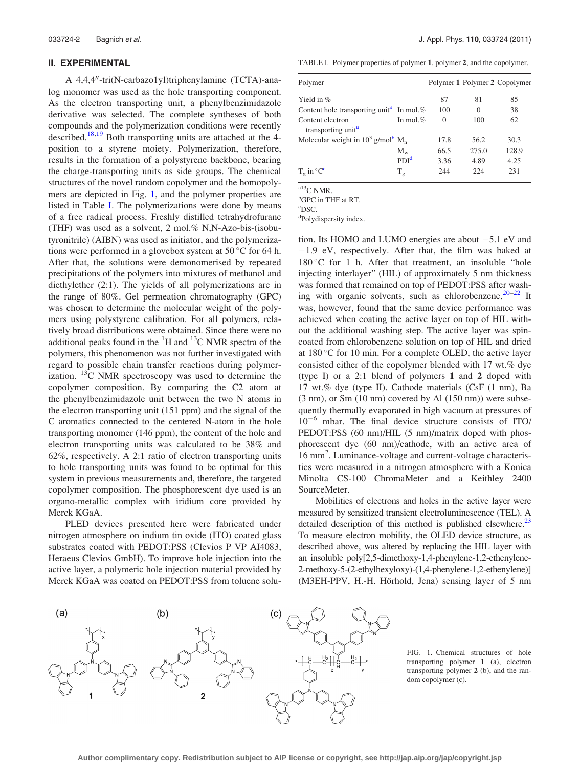## II. EXPERIMENTAL

A 4,4′,4″-tri(N-carbazo1yl)triphenylamine (TCTA)-analog monomer was used as the hole transporting component. As the electron transporting unit, a phenylbenzimidazole derivative was selected. The complete syntheses of both compounds and the polymerization conditions were recently described.[18,19] Both transporting units are attached at the 4-position to a styrene moiety. Polymerization, therefore, results in the formation of a polystyrene backbone, bearing the charge-transporting units as side groups. The chemical structures of the novel random copolymer and the homopolymers are depicted in Fig. 1, and the polymer properties are listed in Table I. The polymerizations were done by means of a free radical process. Freshly distilled tetrahydrofurane (THF) was used as a solvent, 2 mol.% N,N-Azo-bis-(isobutyronitrile) (AIBN) was used as initiator, and the polymerizations were performed in a glovebox system at 50 °C for 64 h. After that, the solutions were demonomerised by repeated precipitations of the polymers into mixtures of methanol and diethylether (2:1). The yields of all polymerizations are in the range of 80%. Gel permeation chromatography (GPC) was chosen to determine the molecular weight of the polymers using polystyrene calibration. For all polymers, relatively broad distributions were obtained. Since there were no additional peaks found in the $^1$H and $^{13}$C NMR spectra of the polymers, this phenomenon was not further investigated with regard to possible chain transfer reactions during polymerization. $^{13}$C NMR spectroscopy was used to determine the copolymer composition. By comparing the C2 atom at the phenylbenzimidazole unit between the two N atoms in the electron transporting unit (151 ppm) and the signal of the C aromatics connected to the centered N-atom in the hole transporting monomer (146 ppm), the content of the hole and electron transporting units was calculated to be 38% and 62%, respectively. A 2:1 ratio of electron transporting units to hole transporting units was found to be optimal for this system in previous measurements and, therefore, the targeted copolymer composition. The phosphorescent dye used is an organo-metallic complex with iridium core provided by Merck KGaA.

PLED devices presented here were fabricated under nitrogen atmosphere on indium tin oxide (ITO) coated glass substrates coated with PEDOT:PSS (Clevios P VP AI4083, Heraeus Clevios GmbH). To improve hole injection into the active layer, a polymeric hole injection material provided by Merck KGaA was coated on PEDOT:PSS from toluene solution. Its HOMO and LUMO energies are about −5.1 eV and −1.9 eV, respectively. After that, the film was baked at 180 °C for 1 h. After that treatment, an insoluble "hole injecting interlayer" (HIL) of approximately 5 nm thickness was formed that remained on top of PEDOT:PSS after washing with organic solvents, such as chlorobenzene.[20–22] It was, however, found that the same device performance was achieved when coating the active layer on top of HIL without the additional washing step. The active layer was spin-coated from chlorobenzene solution on top of HIL and dried at 180 °C for 10 min. For a complete OLED, the active layer consisted either of the copolymer blended with 17 wt.% dye (type I) or a 2:1 blend of polymers **1** and **2** doped with 17 wt.% dye (type II). Cathode materials (CsF (1 nm), Ba (3 nm), or Sm (10 nm) covered by Al (150 nm)) were subsequently thermally evaporated in high vacuum at pressures of $10^{-6}$ mbar. The final device structure consists of ITO/PEDOT:PSS (60 nm)/HIL (5 nm)/matrix doped with phosphorescent dye (60 nm)/cathode, with an active area of 16 mm$^2$. Luminance-voltage and current-voltage characteristics were measured in a nitrogen atmosphere with a Konica Minolta CS-100 ChromaMeter and a Keithley 2400 SourceMeter.

Mobilities of electrons and holes in the active layer were measured by sensitized transient electroluminescence (TEL). A detailed description of this method is published elsewhere.[23] To measure electron mobility, the OLED device structure, as described above, was altered by replacing the HIL layer with an insoluble poly[2,5-dimethoxy-1,4-phenylene-1,2-ethenylene-2-methoxy-5-(2-ethylhexyloxy)-(1,4-phenylene-1,2-ethenylene)] (M3EH-PPV, H.-H. Hörhold, Jena) sensing layer of 5 nm

TABLE I. Polymer properties of polymer **1**, polymer **2**, and the copolymer.

| Polymer | | Polymer **1** | Polymer **2** | Copolymer |
|---|---|---|---|---|
| Yield in % | | 87 | 81 | 85 |
| Content hole transporting unit[a] | In mol.% | 100 | 0 | 38 |
| Content electron transporting unit[a] | In mol.% | 0 | 100 | 62 |
| Molecular weight in $10^3$ g/mol[b] | $M_n$ | 17.8 | 56.2 | 30.3 |
| | $M_w$ | 66.5 | 275.0 | 128.9 |
| | PDI[d] | 3.36 | 4.89 | 4.25 |
| $T_g$ in °C[c] | $T_g$ | 244 | 224 | 231 |

[a] $^{13}$C NMR.
[b] GPC in THF at RT.
[c] DSC.
[d] Polydispersity index.

FIG. 1. Chemical structures of hole transporting polymer **1** (a), electron transporting polymer **2** (b), and the random copolymer (c).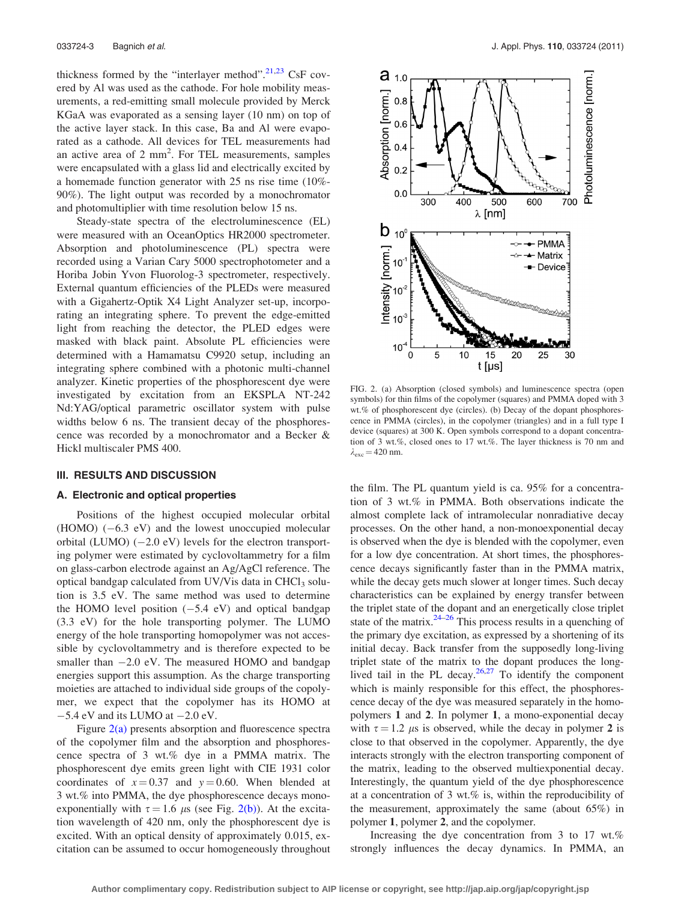thickness formed by the "interlayer method".[21,23] CsF covered by Al was used as the cathode. For hole mobility measurements, a red-emitting small molecule provided by Merck KGaA was evaporated as a sensing layer (10 nm) on top of the active layer stack. In this case, Ba and Al were evaporated as a cathode. All devices for TEL measurements had an active area of 2 $mm^2$. For TEL measurements, samples were encapsulated with a glass lid and electrically excited by a homemade function generator with 25 ns rise time (10%-90%). The light output was recorded by a monochromator and photomultiplier with time resolution below 15 ns.

Steady-state spectra of the electroluminescence (EL) were measured with an OceanOptics HR2000 spectrometer. Absorption and photoluminescence (PL) spectra were recorded using a Varian Cary 5000 spectrophotometer and a Horiba Jobin Yvon Fluorolog-3 spectrometer, respectively. External quantum efficiencies of the PLEDs were measured with a Gigahertz-Optik X4 Light Analyzer set-up, incorporating an integrating sphere. To prevent the edge-emitted light from reaching the detector, the PLED edges were masked with black paint. Absolute PL efficiencies were determined with a Hamamatsu C9920 setup, including an integrating sphere combined with a photonic multi-channel analyzer. Kinetic properties of the phosphorescent dye were investigated by excitation from an EKSPLA NT-242 Nd:YAG/optical parametric oscillator system with pulse widths below 6 ns. The transient decay of the phosphorescence was recorded by a monochromator and a Becker & Hickl multiscaler PMS 400.

## III. RESULTS AND DISCUSSION

### A. Electronic and optical properties

Positions of the highest occupied molecular orbital (HOMO) (−6.3 eV) and the lowest unoccupied molecular orbital (LUMO) (−2.0 eV) levels for the electron transporting polymer were estimated by cyclovoltammetry for a film on glass-carbon electrode against an Ag/AgCl reference. The optical bandgap calculated from UV/Vis data in $CHCl_3$ solution is 3.5 eV. The same method was used to determine the HOMO level position (−5.4 eV) and optical bandgap (3.3 eV) for the hole transporting polymer. The LUMO energy of the hole transporting homopolymer was not accessible by cyclovoltammetry and is therefore expected to be smaller than −2.0 eV. The measured HOMO and bandgap energies support this assumption. As the charge transporting moieties are attached to individual side groups of the copolymer, we expect that the copolymer has its HOMO at −5.4 eV and its LUMO at −2.0 eV.

Figure 2(a) presents absorption and fluorescence spectra of the copolymer film and the absorption and phosphorescence spectra of 3 wt.% dye in a PMMA matrix. The phosphorescent dye emits green light with CIE 1931 color coordinates of $x = 0.37$ and $y = 0.60$. When blended at 3 wt.% into PMMA, the dye phosphorescence decays monoexponentially with $\tau = 1.6$ $\mu$s (see Fig. 2(b)). At the excitation wavelength of 420 nm, only the phosphorescent dye is excited. With an optical density of approximately 0.015, excitation can be assumed to occur homogeneously throughout the film. The PL quantum yield is ca. 95% for a concentration of 3 wt.% in PMMA. Both observations indicate the almost complete lack of intramolecular nonradiative decay processes. On the other hand, a non-monoexponential decay is observed when the dye is blended with the copolymer, even for a low dye concentration. At short times, the phosphorescence decays significantly faster than in the PMMA matrix, while the decay gets much slower at longer times. Such decay characteristics can be explained by energy transfer between the triplet state of the dopant and an energetically close triplet state of the matrix.[24–26] This process results in a quenching of the primary dye excitation, as expressed by a shortening of its initial decay. Back transfer from the supposedly long-living triplet state of the matrix to the dopant produces the long-lived tail in the PL decay.[26,27] To identify the component which is mainly responsible for this effect, the phosphorescence decay of the dye was measured separately in the homopolymers **1** and **2**. In polymer **1**, a mono-exponential decay with $\tau = 1.2$ $\mu$s is observed, while the decay in polymer **2** is close to that observed in the copolymer. Apparently, the dye interacts strongly with the electron transporting component of the matrix, leading to the observed multiexponential decay. Interestingly, the quantum yield of the dye phosphorescence at a concentration of 3 wt.% is, within the reproducibility of the measurement, approximately the same (about 65%) in polymer **1**, polymer **2**, and the copolymer.

Increasing the dye concentration from 3 to 17 wt.% strongly influences the decay dynamics. In PMMA, an

FIG. 2. (a) Absorption (closed symbols) and luminescence spectra (open symbols) for thin films of the copolymer (squares) and PMMA doped with 3 wt.% of phosphorescent dye (circles). (b) Decay of the dopant phosphorescence in PMMA (circles), in the copolymer (triangles) and in a full type I device (squares) at 300 K. Open symbols correspond to a dopant concentration of 3 wt.%, closed ones to 17 wt.%. The layer thickness is 70 nm and $\lambda_{exc} = 420$ nm.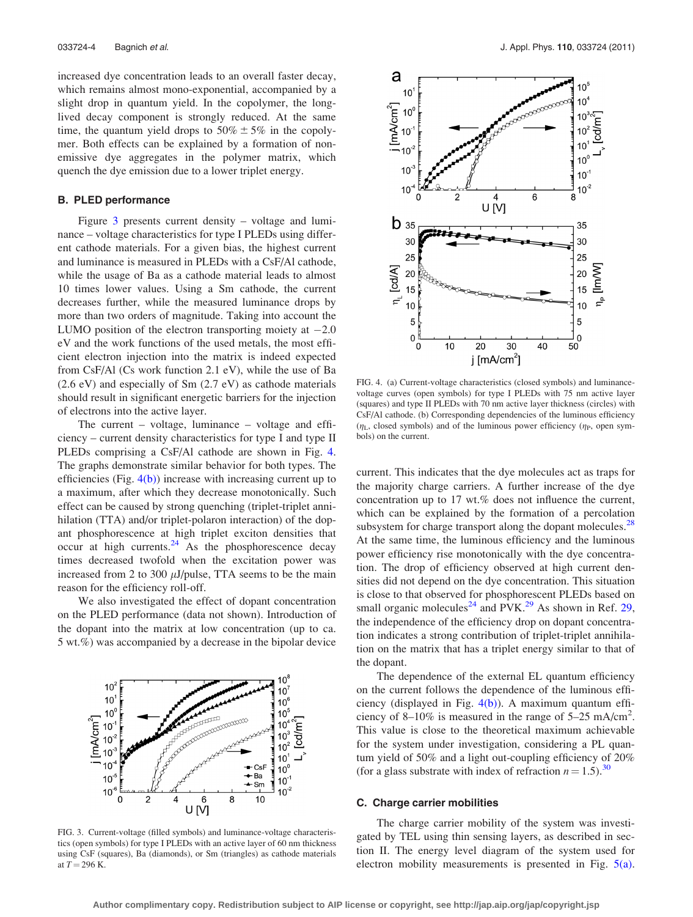increased dye concentration leads to an overall faster decay, which remains almost mono-exponential, accompanied by a slight drop in quantum yield. In the copolymer, the long-lived decay component is strongly reduced. At the same time, the quantum yield drops to 50% ± 5% in the copolymer. Both effects can be explained by a formation of non-emissive dye aggregates in the polymer matrix, which quench the dye emission due to a lower triplet energy.

### B. PLED performance

Figure 3 presents current density – voltage and luminance – voltage characteristics for type I PLEDs using different cathode materials. For a given bias, the highest current and luminance is measured in PLEDs with a CsF/Al cathode, while the usage of Ba as a cathode material leads to almost 10 times lower values. Using a Sm cathode, the current decreases further, while the measured luminance drops by more than two orders of magnitude. Taking into account the LUMO position of the electron transporting moiety at −2.0 eV and the work functions of the used metals, the most efficient electron injection into the matrix is indeed expected from CsF/Al (Cs work function 2.1 eV), while the use of Ba (2.6 eV) and especially of Sm (2.7 eV) as cathode materials should result in significant energetic barriers for the injection of electrons into the active layer.

The current – voltage, luminance – voltage and efficiency – current density characteristics for type I and type II PLEDs comprising a CsF/Al cathode are shown in Fig. 4. The graphs demonstrate similar behavior for both types. The efficiencies (Fig. 4(b)) increase with increasing current up to a maximum, after which they decrease monotonically. Such effect can be caused by strong quenching (triplet-triplet annihilation (TTA) and/or triplet-polaron interaction) of the dopant phosphorescence at high triplet exciton densities that occur at high currents.[24] As the phosphorescence decay times decreased twofold when the excitation power was increased from 2 to 300 $\mu$J/pulse, TTA seems to be the main reason for the efficiency roll-off.

We also investigated the effect of dopant concentration on the PLED performance (data not shown). Introduction of the dopant into the matrix at low concentration (up to ca. 5 wt.%) was accompanied by a decrease in the bipolar device current. This indicates that the dye molecules act as traps for the majority charge carriers. A further increase of the dye concentration up to 17 wt.% does not influence the current, which can be explained by the formation of a percolation subsystem for charge transport along the dopant molecules.[28] At the same time, the luminous efficiency and the luminous power efficiency rise monotonically with the dye concentration. The drop of efficiency observed at high current densities did not depend on the dye concentration. This situation is close to that observed for phosphorescent PLEDs based on small organic molecules[24] and PVK.[29] As shown in Ref. 29, the independence of the efficiency drop on dopant concentration indicates a strong contribution of triplet-triplet annihilation on the matrix that has a triplet energy similar to that of the dopant.

FIG. 3. Current-voltage (filled symbols) and luminance-voltage characteristics (open symbols) for type I PLEDs with an active layer of 60 nm thickness using CsF (squares), Ba (diamonds), or Sm (triangles) as cathode materials at $T = 296$ K.

FIG. 4. (a) Current-voltage characteristics (closed symbols) and luminance-voltage curves (open symbols) for type I PLEDs with 75 nm active layer (squares) and type II PLEDs with 70 nm active layer thickness (circles) with CsF/Al cathode. (b) Corresponding dependencies of the luminous efficiency ($\eta_L$, closed symbols) and of the luminous power efficiency ($\eta_P$, open symbols) on the current.

The dependence of the external EL quantum efficiency on the current follows the dependence of the luminous efficiency (displayed in Fig. 4(b)). A maximum quantum efficiency of 8–10% is measured in the range of 5–25 mA/cm$^2$. This value is close to the theoretical maximum achievable for the system under investigation, considering a PL quantum yield of 50% and a light out-coupling efficiency of 20% (for a glass substrate with index of refraction $n = 1.5$).[30]

### C. Charge carrier mobilities

The charge carrier mobility of the system was investigated by TEL using thin sensing layers, as described in section II. The energy level diagram of the system used for electron mobility measurements is presented in Fig. 5(a).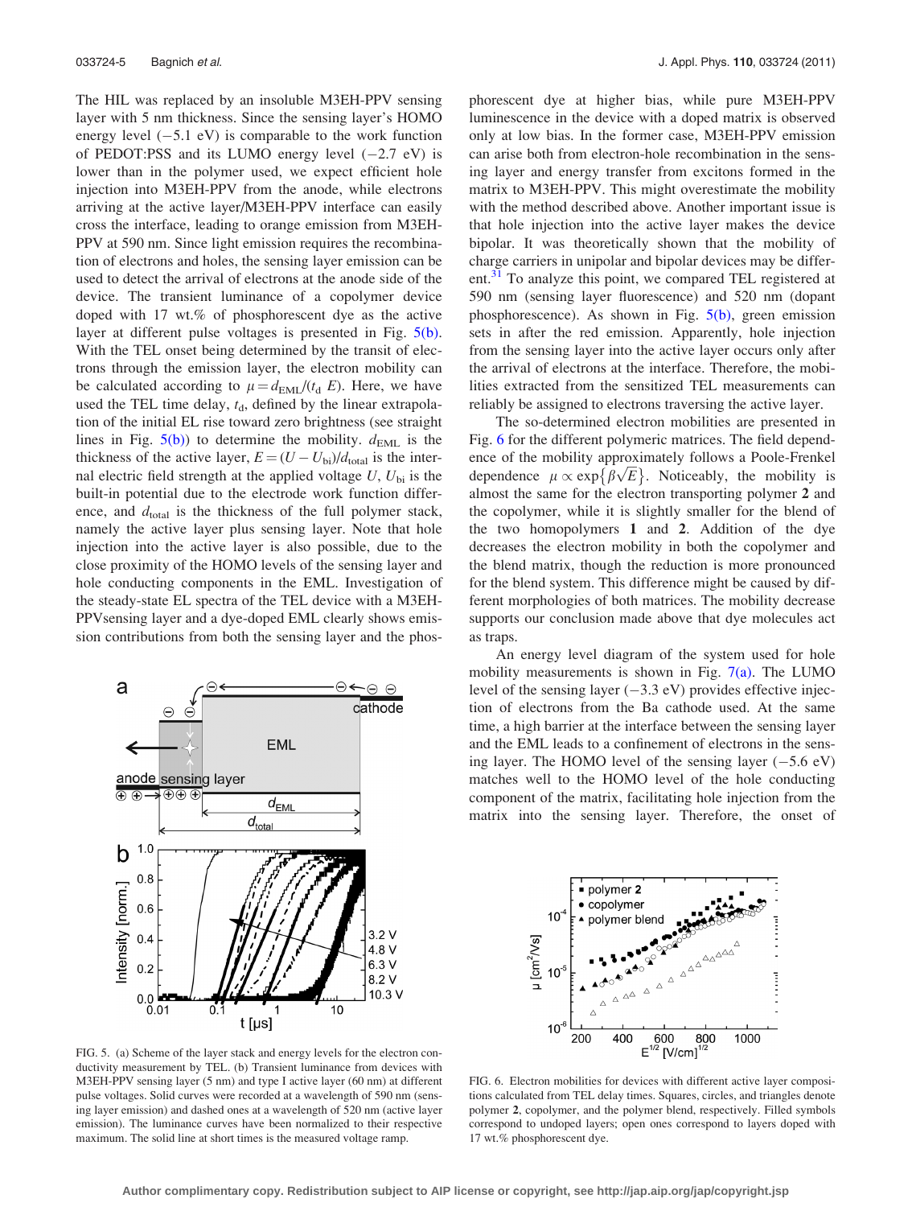The HIL was replaced by an insoluble M3EH-PPV sensing layer with 5 nm thickness. Since the sensing layer's HOMO energy level (−5.1 eV) is comparable to the work function of PEDOT:PSS and its LUMO energy level (−2.7 eV) is lower than in the polymer used, we expect efficient hole injection into M3EH-PPV from the anode, while electrons arriving at the active layer/M3EH-PPV interface can easily cross the interface, leading to orange emission from M3EH-PPV at 590 nm. Since light emission requires the recombination of electrons and holes, the sensing layer emission can be used to detect the arrival of electrons at the anode side of the device. The transient luminance of a copolymer device doped with 17 wt.% of phosphorescent dye as the active layer at different pulse voltages is presented in Fig. 5(b). With the TEL onset being determined by the transit of electrons through the emission layer, the electron mobility can be calculated according to $\mu = d_{EML}/(t_d\ E)$. Here, we have used the TEL time delay, $t_d$, defined by the linear extrapolation of the initial EL rise toward zero brightness (see straight lines in Fig. 5(b)) to determine the mobility. $d_{EML}$ is the thickness of the active layer, $E = (U - U_{bi})/d_{total}$ is the internal electric field strength at the applied voltage $U$, $U_{bi}$ is the built-in potential due to the electrode work function difference, and $d_{total}$ is the thickness of the full polymer stack, namely the active layer plus sensing layer. Note that hole injection into the active layer is also possible, due to the close proximity of the HOMO levels of the sensing layer and hole conducting components in the EML. Investigation of the steady-state EL spectra of the TEL device with a M3EH-PPVsensing layer and a dye-doped EML clearly shows emission contributions from both the sensing layer and the phosphorescent dye at higher bias, while pure M3EH-PPV luminescence in the device with a doped matrix is observed only at low bias. In the former case, M3EH-PPV emission can arise both from electron-hole recombination in the sensing layer and energy transfer from excitons formed in the matrix to M3EH-PPV. This might overestimate the mobility with the method described above. Another important issue is that hole injection into the active layer makes the device bipolar. It was theoretically shown that the mobility of charge carriers in unipolar and bipolar devices may be different.[31] To analyze this point, we compared TEL registered at 590 nm (sensing layer fluorescence) and 520 nm (dopant phosphorescence). As shown in Fig. 5(b), green emission sets in after the red emission. Apparently, hole injection from the sensing layer into the active layer occurs only after the arrival of electrons at the interface. Therefore, the mobilities extracted from the sensitized TEL measurements can reliably be assigned to electrons traversing the active layer.

FIG. 5. (a) Scheme of the layer stack and energy levels for the electron conductivity measurement by TEL. (b) Transient luminance from devices with M3EH-PPV sensing layer (5 nm) and type I active layer (60 nm) at different pulse voltages. Solid curves were recorded at a wavelength of 590 nm (sensing layer emission) and dashed ones at a wavelength of 520 nm (active layer emission). The luminance curves have been normalized to their respective maximum. The solid line at short times is the measured voltage ramp.

The so-determined electron mobilities are presented in Fig. 6 for the different polymeric matrices. The field dependence of the mobility approximately follows a Poole-Frenkel dependence $\mu \propto \exp\{\beta\sqrt{E}\}$. Noticeably, the mobility is almost the same for the electron transporting polymer **2** and the copolymer, while it is slightly smaller for the blend of the two homopolymers **1** and **2**. Addition of the dye decreases the electron mobility in both the copolymer and the blend matrix, though the reduction is more pronounced for the blend system. This difference might be caused by different morphologies of both matrices. The mobility decrease supports our conclusion made above that dye molecules act as traps.

An energy level diagram of the system used for hole mobility measurements is shown in Fig. 7(a). The LUMO level of the sensing layer (−3.3 eV) provides effective injection of electrons from the Ba cathode used. At the same time, a high barrier at the interface between the sensing layer and the EML leads to a confinement of electrons in the sensing layer. The HOMO level of the sensing layer (−5.6 eV) matches well to the HOMO level of the hole conducting component of the matrix, facilitating hole injection from the matrix into the sensing layer. Therefore, the onset of

FIG. 6. Electron mobilities for devices with different active layer compositions calculated from TEL delay times. Squares, circles, and triangles denote polymer **2**, copolymer, and the polymer blend, respectively. Filled symbols correspond to undoped layers; open ones correspond to layers doped with 17 wt.% phosphorescent dye.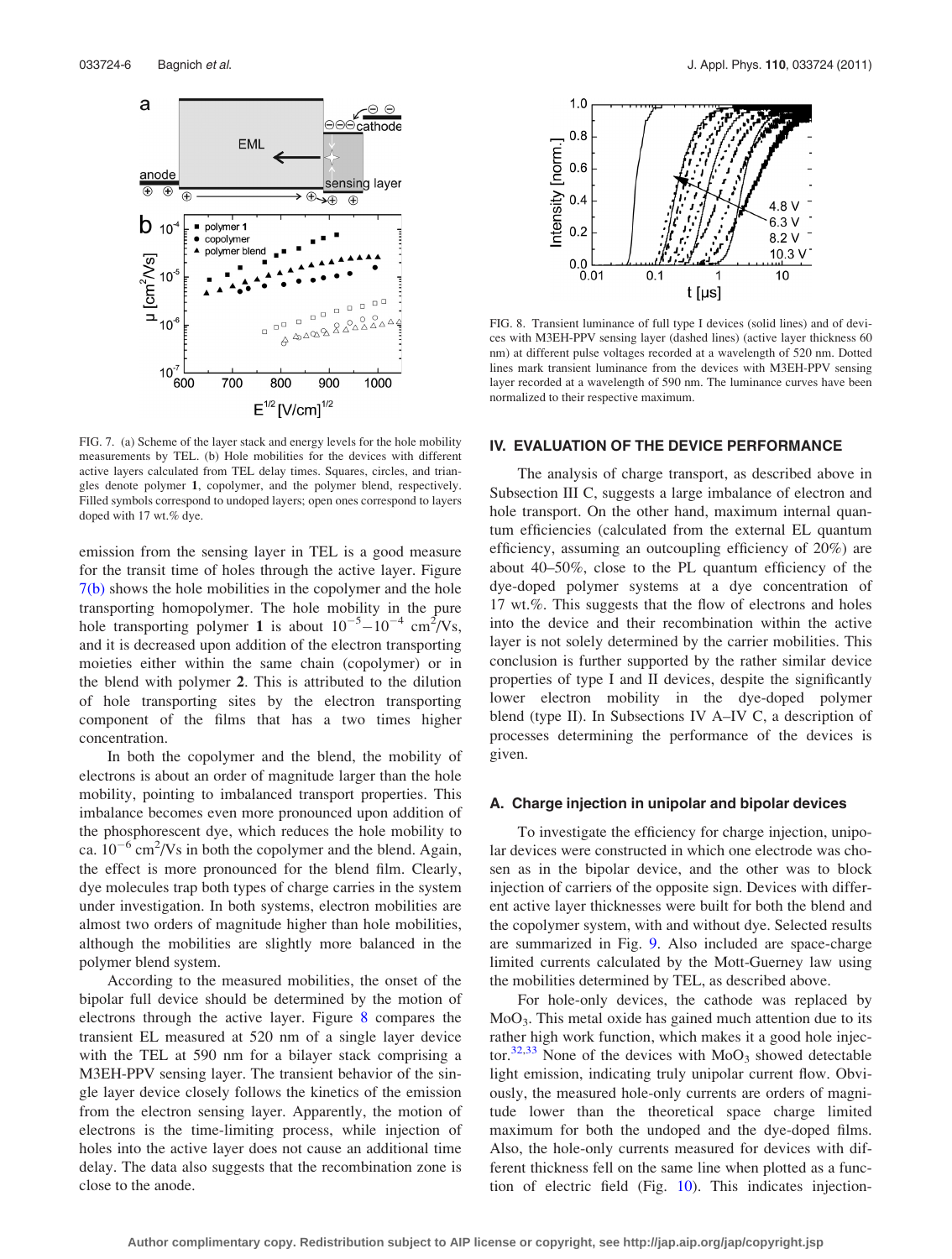FIG. 7. (a) Scheme of the layer stack and energy levels for the hole mobility measurements by TEL. (b) Hole mobilities for the devices with different active layers calculated from TEL delay times. Squares, circles, and triangles denote polymer **1**, copolymer, and the polymer blend, respectively. Filled symbols correspond to undoped layers; open ones correspond to layers doped with 17 wt.% dye.

emission from the sensing layer in TEL is a good measure for the transit time of holes through the active layer. Figure 7(b) shows the hole mobilities in the copolymer and the hole transporting homopolymer. The hole mobility in the pure hole transporting polymer **1** is about $10^{-5}$–$10^{-4}$ $cm^2/Vs$, and it is decreased upon addition of the electron transporting moieties either within the same chain (copolymer) or in the blend with polymer **2**. This is attributed to the dilution of hole transporting sites by the electron transporting component of the films that has a two times higher concentration.

In both the copolymer and the blend, the mobility of electrons is about an order of magnitude larger than the hole mobility, pointing to imbalanced transport properties. This imbalance becomes even more pronounced upon addition of the phosphorescent dye, which reduces the hole mobility to ca. $10^{-6}$ $cm^2/Vs$ in both the copolymer and the blend. Again, the effect is more pronounced for the blend film. Clearly, dye molecules trap both types of charge carriers in the system under investigation. In both systems, electron mobilities are almost two orders of magnitude higher than hole mobilities, although the mobilities are slightly more balanced in the polymer blend system.

According to the measured mobilities, the onset of the bipolar full device should be determined by the motion of electrons through the active layer. Figure 8 compares the transient EL measured at 520 nm of a single layer device with the TEL at 590 nm for a bilayer stack comprising a M3EH-PPV sensing layer. The transient behavior of the single layer device closely follows the kinetics of the emission from the electron sensing layer. Apparently, the motion of electrons is the time-limiting process, while injection of holes into the active layer does not cause an additional time delay. The data also suggests that the recombination zone is close to the anode.

FIG. 8. Transient luminance of full type I devices (solid lines) and of devices with M3EH-PPV sensing layer (dashed lines) (active layer thickness 60 nm) at different pulse voltages recorded at a wavelength of 520 nm. Dotted lines mark transient luminance from the devices with M3EH-PPV sensing layer recorded at a wavelength of 590 nm. The luminance curves have been normalized to their respective maximum.

## IV. EVALUATION OF THE DEVICE PERFORMANCE

The analysis of charge transport, as described above in Subsection III C, suggests a large imbalance of electron and hole transport. On the other hand, maximum internal quantum efficiencies (calculated from the external EL quantum efficiency, assuming an outcoupling efficiency of 20%) are about 40–50%, close to the PL quantum efficiency of the dye-doped polymer systems at a dye concentration of 17 wt.%. This suggests that the flow of electrons and holes into the device and their recombination within the active layer is not solely determined by the carrier mobilities. This conclusion is further supported by the rather similar device properties of type I and II devices, despite the significantly lower electron mobility in the dye-doped polymer blend (type II). In Subsections IV A–IV C, a description of processes determining the performance of the devices is given.

### A. Charge injection in unipolar and bipolar devices

To investigate the efficiency for charge injection, unipolar devices were constructed in which one electrode was chosen as in the bipolar device, and the other was to block injection of carriers of the opposite sign. Devices with different active layer thicknesses were built for both the blend and the copolymer system, with and without dye. Selected results are summarized in Fig. 9. Also included are space-charge limited currents calculated by the Mott-Guerney law using the mobilities determined by TEL, as described above.

For hole-only devices, the cathode was replaced by $MoO_3$. This metal oxide has gained much attention due to its rather high work function, which makes it a good hole injector.[32,33] None of the devices with $MoO_3$ showed detectable light emission, indicating truly unipolar current flow. Obviously, the measured hole-only currents are orders of magnitude lower than the theoretical space charge limited maximum for both the undoped and the dye-doped films. Also, the hole-only currents measured for devices with different thickness fell on the same line when plotted as a function of electric field (Fig. 10). This indicates injection-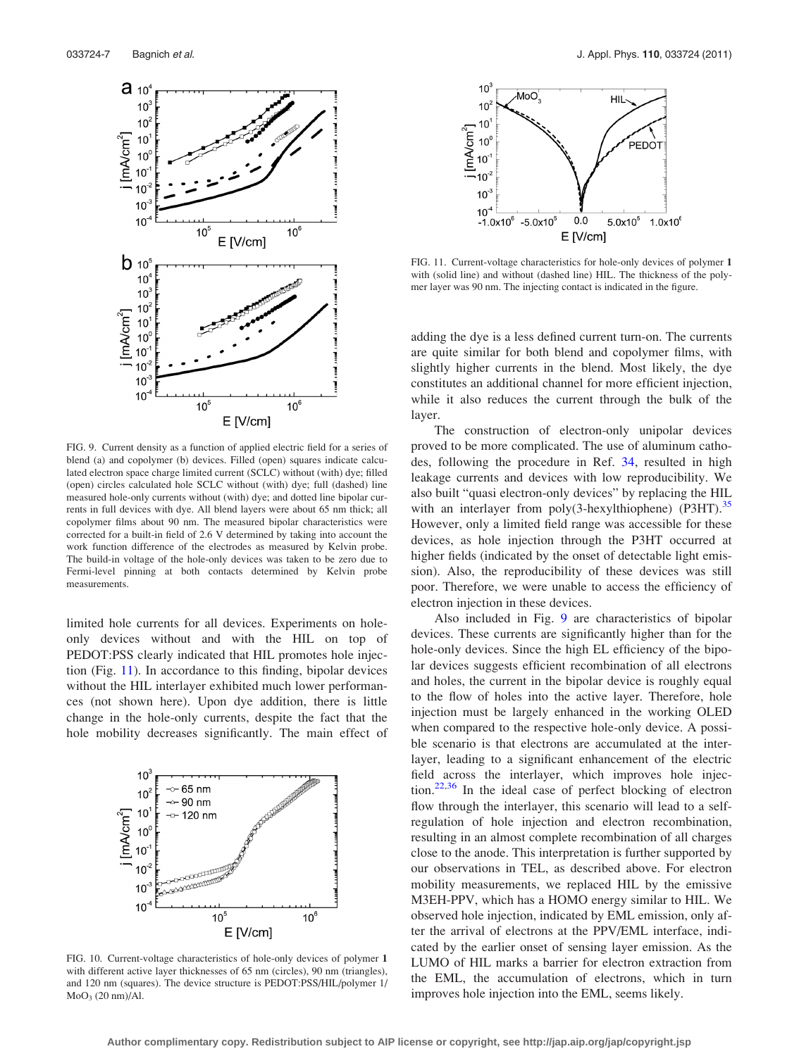FIG. 9. Current density as a function of applied electric field for a series of blend (a) and copolymer (b) devices. Filled (open) squares indicate calculated electron space charge limited current (SCLC) without (with) dye; filled (open) circles calculated hole SCLC without (with) dye; full (dashed) line measured hole-only currents without (with) dye; and dotted line bipolar currents in full devices with dye. All blend layers were about 65 nm thick; all copolymer films about 90 nm. The measured bipolar characteristics were corrected for a built-in field of 2.6 V determined by taking into account the work function difference of the electrodes as measured by Kelvin probe. The build-in voltage of the hole-only devices was taken to be zero due to Fermi-level pinning at both contacts determined by Kelvin probe measurements.

limited hole currents for all devices. Experiments on hole-only devices without and with the HIL on top of PEDOT:PSS clearly indicated that HIL promotes hole injection (Fig. 11). In accordance to this finding, bipolar devices without the HIL interlayer exhibited much lower performances (not shown here). Upon dye addition, there is little change in the hole-only currents, despite the fact that the hole mobility decreases significantly. The main effect of adding the dye is a less defined current turn-on. The currents are quite similar for both blend and copolymer films, with slightly higher currents in the blend. Most likely, the dye constitutes an additional channel for more efficient injection, while it also reduces the current through the bulk of the layer.

FIG. 10. Current-voltage characteristics of hole-only devices of polymer **1** with different active layer thicknesses of 65 nm (circles), 90 nm (triangles), and 120 nm (squares). The device structure is PEDOT:PSS/HIL/polymer 1/$MoO_3$ (20 nm)/Al.

FIG. 11. Current-voltage characteristics for hole-only devices of polymer **1** with (solid line) and without (dashed line) HIL. The thickness of the polymer layer was 90 nm. The injecting contact is indicated in the figure.

The construction of electron-only unipolar devices proved to be more complicated. The use of aluminum cathodes, following the procedure in Ref. 34, resulted in high leakage currents and devices with low reproducibility. We also built "quasi electron-only devices" by replacing the HIL with an interlayer from poly(3-hexylthiophene) (P3HT).[35] However, only a limited field range was accessible for these devices, as hole injection through the P3HT occurred at higher fields (indicated by the onset of detectable light emission). Also, the reproducibility of these devices was still poor. Therefore, we were unable to access the efficiency of electron injection in these devices.

Also included in Fig. 9 are characteristics of bipolar devices. These currents are significantly higher than for the hole-only devices. Since the high EL efficiency of the bipolar devices suggests efficient recombination of all electrons and holes, the current in the bipolar device is roughly equal to the flow of holes into the active layer. Therefore, hole injection must be largely enhanced in the working OLED when compared to the respective hole-only device. A possible scenario is that electrons are accumulated at the interlayer, leading to a significant enhancement of the electric field across the interlayer, which improves hole injection.[22,36] In the ideal case of perfect blocking of electron flow through the interlayer, this scenario will lead to a self-regulation of hole injection and electron recombination, resulting in an almost complete recombination of all charges close to the anode. This interpretation is further supported by our observations in TEL, as described above. For electron mobility measurements, we replaced HIL by the emissive M3EH-PPV, which has a HOMO energy similar to HIL. We observed hole injection, indicated by EML emission, only after the arrival of electrons at the PPV/EML interface, indicated by the earlier onset of sensing layer emission. As the LUMO of HIL marks a barrier for electron extraction from the EML, the accumulation of electrons, which in turn improves hole injection into the EML, seems likely.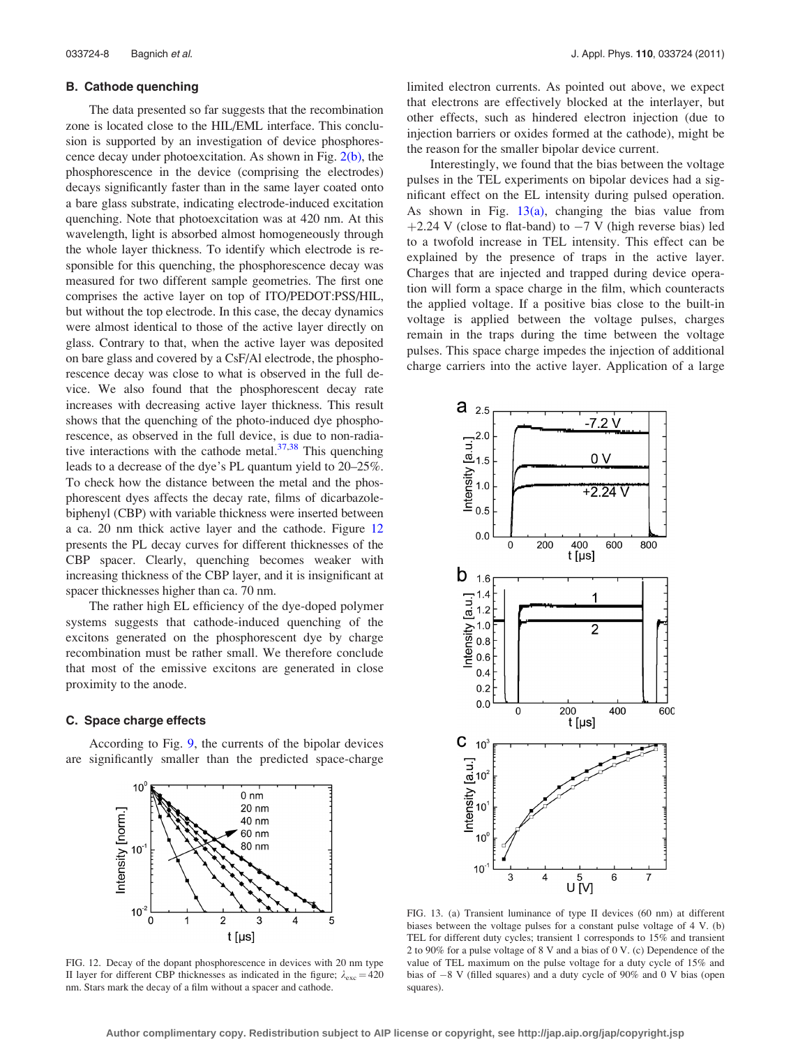### B. Cathode quenching

The data presented so far suggests that the recombination zone is located close to the HIL/EML interface. This conclusion is supported by an investigation of device phosphorescence decay under photoexcitation. As shown in Fig. 2(b), the phosphorescence in the device (comprising the electrodes) decays significantly faster than in the same layer coated onto a bare glass substrate, indicating electrode-induced excitation quenching. Note that photoexcitation was at 420 nm. At this wavelength, light is absorbed almost homogeneously through the whole layer thickness. To identify which electrode is responsible for this quenching, the phosphorescence decay was measured for two different sample geometries. The first one comprises the active layer on top of ITO/PEDOT:PSS/HIL, but without the top electrode. In this case, the decay dynamics were almost identical to those of the active layer directly on glass. Contrary to that, when the active layer was deposited on bare glass and covered by a CsF/Al electrode, the phosphorescence decay was close to what is observed in the full device. We also found that the phosphorescent decay rate increases with decreasing active layer thickness. This result shows that the quenching of the photo-induced dye phosphorescence, as observed in the full device, is due to non-radiative interactions with the cathode metal.[37,38] This quenching leads to a decrease of the dye's PL quantum yield to 20–25%. To check how the distance between the metal and the phosphorescent dyes affects the decay rate, films of dicarbazole-biphenyl (CBP) with variable thickness were inserted between a ca. 20 nm thick active layer and the cathode. Figure 12 presents the PL decay curves for different thicknesses of the CBP spacer. Clearly, quenching becomes weaker with increasing thickness of the CBP layer, and it is insignificant at spacer thicknesses higher than ca. 70 nm.

The rather high EL efficiency of the dye-doped polymer systems suggests that cathode-induced quenching of the excitons generated on the phosphorescent dye by charge recombination must be rather small. We therefore conclude that most of the emissive excitons are generated in close proximity to the anode.

### C. Space charge effects

According to Fig. 9, the currents of the bipolar devices are significantly smaller than the predicted space-charge limited electron currents. As pointed out above, we expect that electrons are effectively blocked at the interlayer, but other effects, such as hindered electron injection (due to injection barriers or oxides formed at the cathode), might be the reason for the smaller bipolar device current.

Interestingly, we found that the bias between the voltage pulses in the TEL experiments on bipolar devices had a significant effect on the EL intensity during pulsed operation. As shown in Fig. 13(a), changing the bias value from +2.24 V (close to flat-band) to −7 V (high reverse bias) led to a twofold increase in TEL intensity. This effect can be explained by the presence of traps in the active layer. Charges that are injected and trapped during device operation will form a space charge in the film, which counteracts the applied voltage. If a positive bias close to the built-in voltage is applied between the voltage pulses, charges remain in the traps during the time between the voltage pulses. This space charge impedes the injection of additional charge carriers into the active layer. Application of a large

FIG. 12. Decay of the dopant phosphorescence in devices with 20 nm type II layer for different CBP thicknesses as indicated in the figure; $\lambda_{exc} = 420$ nm. Stars mark the decay of a film without a spacer and cathode.

FIG. 13. (a) Transient luminance of type II devices (60 nm) at different biases between the voltage pulses for a constant pulse voltage of 4 V. (b) TEL for different duty cycles; transient 1 corresponds to 15% and transient 2 to 90% for a pulse voltage of 8 V and a bias of 0 V. (c) Dependence of the value of TEL maximum on the pulse voltage for a duty cycle of 15% and bias of −8 V (filled squares) and a duty cycle of 90% and 0 V bias (open squares).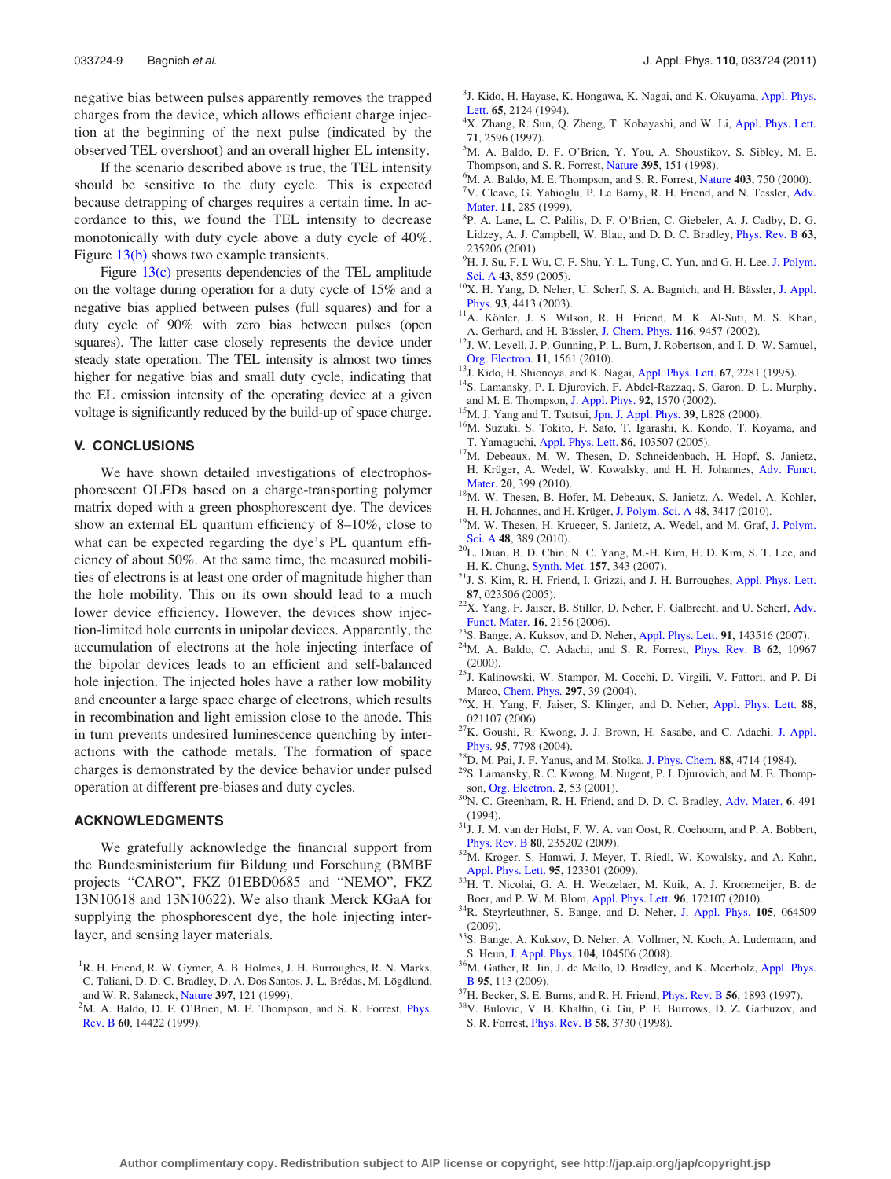negative bias between pulses apparently removes the trapped charges from the device, which allows efficient charge injection at the beginning of the next pulse (indicated by the observed TEL overshoot) and an overall higher EL intensity.

If the scenario described above is true, the TEL intensity should be sensitive to the duty cycle. This is expected because detrapping of charges requires a certain time. In accordance to this, we found the TEL intensity to decrease monotonically with duty cycle above a duty cycle of 40%. Figure 13(b) shows two example transients.

Figure 13(c) presents dependencies of the TEL amplitude on the voltage during operation for a duty cycle of 15% and a negative bias applied between pulses (full squares) and for a duty cycle of 90% with zero bias between pulses (open squares). The latter case closely represents the device under steady state operation. The TEL intensity is almost two times higher for negative bias and small duty cycle, indicating that the EL emission intensity of the operating device at a given voltage is significantly reduced by the build-up of space charge.

## V. CONCLUSIONS

We have shown detailed investigations of electrophosphorescent OLEDs based on a charge-transporting polymer matrix doped with a green phosphorescent dye. The devices show an external EL quantum efficiency of 8–10%, close to what can be expected regarding the dye's PL quantum efficiency of about 50%. At the same time, the measured mobilities of electrons is at least one order of magnitude higher than the hole mobility. This on its own should lead to a much lower device efficiency. However, the devices show injection-limited hole currents in unipolar devices. Apparently, the accumulation of electrons at the hole injecting interface of the bipolar devices leads to an efficient and self-balanced hole injection. The injected holes have a rather low mobility and encounter a large space charge of electrons, which results in recombination and light emission close to the anode. This in turn prevents undesired luminescence quenching by interactions with the cathode metals. The formation of space charges is demonstrated by the device behavior under pulsed operation at different pre-biases and duty cycles.

## ACKNOWLEDGMENTS

We gratefully acknowledge the financial support from the Bundesministerium für Bildung und Forschung (BMBF projects "CARO", FKZ 01EBD0685 and "NEMO", FKZ 13N10618 and 13N10622). We also thank Merck KGaA for supplying the phosphorescent dye, the hole injecting interlayer, and sensing layer materials.

[1]R. H. Friend, R. W. Gymer, A. B. Holmes, J. H. Burroughes, R. N. Marks, C. Taliani, D. D. C. Bradley, D. A. Dos Santos, J.-L. Brédas, M. Lögdlund, and W. R. Salaneck, Nature 397, 121 (1999).

[2]M. A. Baldo, D. F. O'Brien, M. E. Thompson, and S. R. Forrest, Phys. Rev. B 60, 14422 (1999).

[3]J. Kido, H. Hayase, K. Hongawa, K. Nagai, and K. Okuyama, Appl. Phys. Lett. 65, 2124 (1994).

[4]X. Zhang, R. Sun, Q. Zheng, T. Kobayashi, and W. Li, Appl. Phys. Lett. 71, 2596 (1997).

[5]M. A. Baldo, D. F. O'Brien, Y. You, A. Shoustikov, S. Sibley, M. E. Thompson, and S. R. Forrest, Nature 395, 151 (1998).

[6]M. A. Baldo, M. E. Thompson, and S. R. Forrest, Nature 403, 750 (2000).

[7]V. Cleave, G. Yahioglu, P. Le Barny, R. H. Friend, and N. Tessler, Adv. Mater. 11, 285 (1999).

[8]P. A. Lane, L. C. Palilis, D. F. O'Brien, C. Giebeler, A. J. Cadby, D. G. Lidzey, A. J. Campbell, W. Blau, and D. D. C. Bradley, Phys. Rev. B 63, 235206 (2001).

[9]H. J. Su, F. I. Wu, C. F. Shu, Y. L. Tung, C. Yun, and G. H. Lee, J. Polym. Sci. A 43, 859 (2005).

[10]X. H. Yang, D. Neher, U. Scherf, S. A. Bagnich, and H. Bässler, J. Appl. Phys. 93, 4413 (2003).

[11]A. Köhler, J. S. Wilson, R. H. Friend, M. K. Al-Suti, M. S. Khan, A. Gerhard, and H. Bässler, J. Chem. Phys. 116, 9457 (2002).

[12]J. W. Levell, J. P. Gunning, P. L. Burn, J. Robertson, and I. D. W. Samuel, Org. Electron. 11, 1561 (2010).

[13]J. Kido, H. Shionoya, and K. Nagai, Appl. Phys. Lett. 67, 2281 (1995).

[14]S. Lamansky, P. I. Djurovich, F. Abdel-Razzaq, S. Garon, D. L. Murphy, and M. E. Thompson, J. Appl. Phys. 92, 1570 (2002).

[15]M. J. Yang and T. Tsutsui, Jpn. J. Appl. Phys. 39, L828 (2000).

[16]M. Suzuki, S. Tokito, F. Sato, T. Igarashi, K. Kondo, T. Koyama, and T. Yamaguchi, Appl. Phys. Lett. 86, 103507 (2005).

[17]M. Debeaux, M. W. Thesen, D. Schneidenbach, H. Hopf, S. Janietz, H. Krüger, A. Wedel, W. Kowalsky, and H. H. Johannes, Adv. Funct. Mater. 20, 399 (2010).

[18]M. W. Thesen, B. Höfer, M. Debeaux, S. Janietz, A. Wedel, A. Köhler, H. H. Johannes, and H. Krüger, J. Polym. Sci. A 48, 3417 (2010).

[19]M. W. Thesen, H. Krueger, S. Janietz, A. Wedel, and M. Graf, J. Polym. Sci. A 48, 389 (2010).

[20]L. Duan, B. D. Chin, N. C. Yang, M.-H. Kim, H. D. Kim, S. T. Lee, and H. K. Chung, Synth. Met. 157, 343 (2007).

[21]J. S. Kim, R. H. Friend, I. Grizzi, and J. H. Burroughes, Appl. Phys. Lett. 87, 023506 (2005).

[22]X. Yang, F. Jaiser, B. Stiller, D. Neher, F. Galbrecht, and U. Scherf, Adv. Funct. Mater. 16, 2156 (2006).

[23]S. Bange, A. Kuksov, and D. Neher, Appl. Phys. Lett. 91, 143516 (2007).

[24]M. A. Baldo, C. Adachi, and S. R. Forrest, Phys. Rev. B 62, 10967 (2000).

[25]J. Kalinowski, W. Stampor, M. Cocchi, D. Virgili, V. Fattori, and P. Di Marco, Chem. Phys. 297, 39 (2004).

[26]X. H. Yang, F. Jaiser, S. Klinger, and D. Neher, Appl. Phys. Lett. 88, 021107 (2006).

[27]K. Goushi, R. Kwong, J. J. Brown, H. Sasabe, and C. Adachi, J. Appl. Phys. 95, 7798 (2004).

[28]D. M. Pai, J. F. Yanus, and M. Stolka, J. Phys. Chem. 88, 4714 (1984).

[29]S. Lamansky, R. C. Kwong, M. Nugent, P. I. Djurovich, and M. E. Thompson, Org. Electron. 2, 53 (2001).

[30]N. C. Greenham, R. H. Friend, and D. D. C. Bradley, Adv. Mater. 6, 491 (1994).

[31]J. J. M. van der Holst, F. W. A. van Oost, R. Coehoorn, and P. A. Bobbert, Phys. Rev. B 80, 235202 (2009).

[32]M. Kröger, S. Hamwi, J. Meyer, T. Riedl, W. Kowalsky, and A. Kahn, Appl. Phys. Lett. 95, 123301 (2009).

[33]H. T. Nicolai, G. A. H. Wetzelaer, M. Kuik, A. J. Kronemeijer, B. de Boer, and P. W. M. Blom, Appl. Phys. Lett. 96, 172107 (2010).

[34]R. Steyrleuthner, S. Bange, and D. Neher, J. Appl. Phys. 105, 064509 (2009).

[35]S. Bange, A. Kuksov, D. Neher, A. Vollmer, N. Koch, A. Ludemann, and S. Heun, J. Appl. Phys. 104, 104506 (2008).

[36]M. Gather, R. Jin, J. de Mello, D. Bradley, and K. Meerholz, Appl. Phys. B 95, 113 (2009).

[37]H. Becker, S. E. Burns, and R. H. Friend, Phys. Rev. B 56, 1893 (1997).

[38]V. Bulovic, V. B. Khalfin, G. Gu, P. E. Burrows, D. Z. Garbuzov, and S. R. Forrest, Phys. Rev. B 58, 3730 (1998).